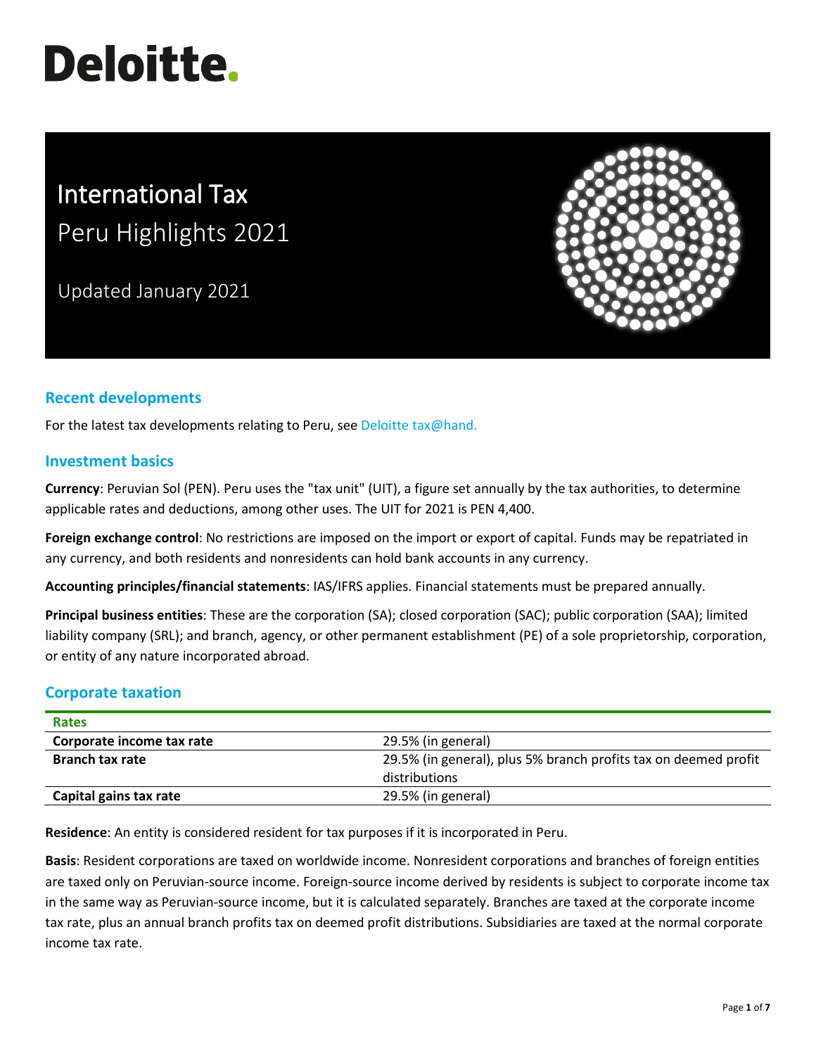# Deloitte.

# International Tax
## Peru Highlights 2021

Updated January 2021

## Recent developments

For the latest tax developments relating to Peru, see Deloitte tax@hand.

## Investment basics

**Currency**: Peruvian Sol (PEN). Peru uses the "tax unit" (UIT), a figure set annually by the tax authorities, to determine applicable rates and deductions, among other uses. The UIT for 2021 is PEN 4,400.

**Foreign exchange control**: No restrictions are imposed on the import or export of capital. Funds may be repatriated in any currency, and both residents and nonresidents can hold bank accounts in any currency.

**Accounting principles/financial statements**: IAS/IFRS applies. Financial statements must be prepared annually.

**Principal business entities**: These are the corporation (SA); closed corporation (SAC); public corporation (SAA); limited liability company (SRL); and branch, agency, or other permanent establishment (PE) of a sole proprietorship, corporation, or entity of any nature incorporated abroad.

## Corporate taxation

| Rates | |
|---|---|
| **Corporate income tax rate** | 29.5% (in general) |
| **Branch tax rate** | 29.5% (in general), plus 5% branch profits tax on deemed profit distributions |
| **Capital gains tax rate** | 29.5% (in general) |

**Residence**: An entity is considered resident for tax purposes if it is incorporated in Peru.

**Basis**: Resident corporations are taxed on worldwide income. Nonresident corporations and branches of foreign entities are taxed only on Peruvian-source income. Foreign-source income derived by residents is subject to corporate income tax in the same way as Peruvian-source income, but it is calculated separately. Branches are taxed at the corporate income tax rate, plus an annual branch profits tax on deemed profit distributions. Subsidiaries are taxed at the normal corporate income tax rate.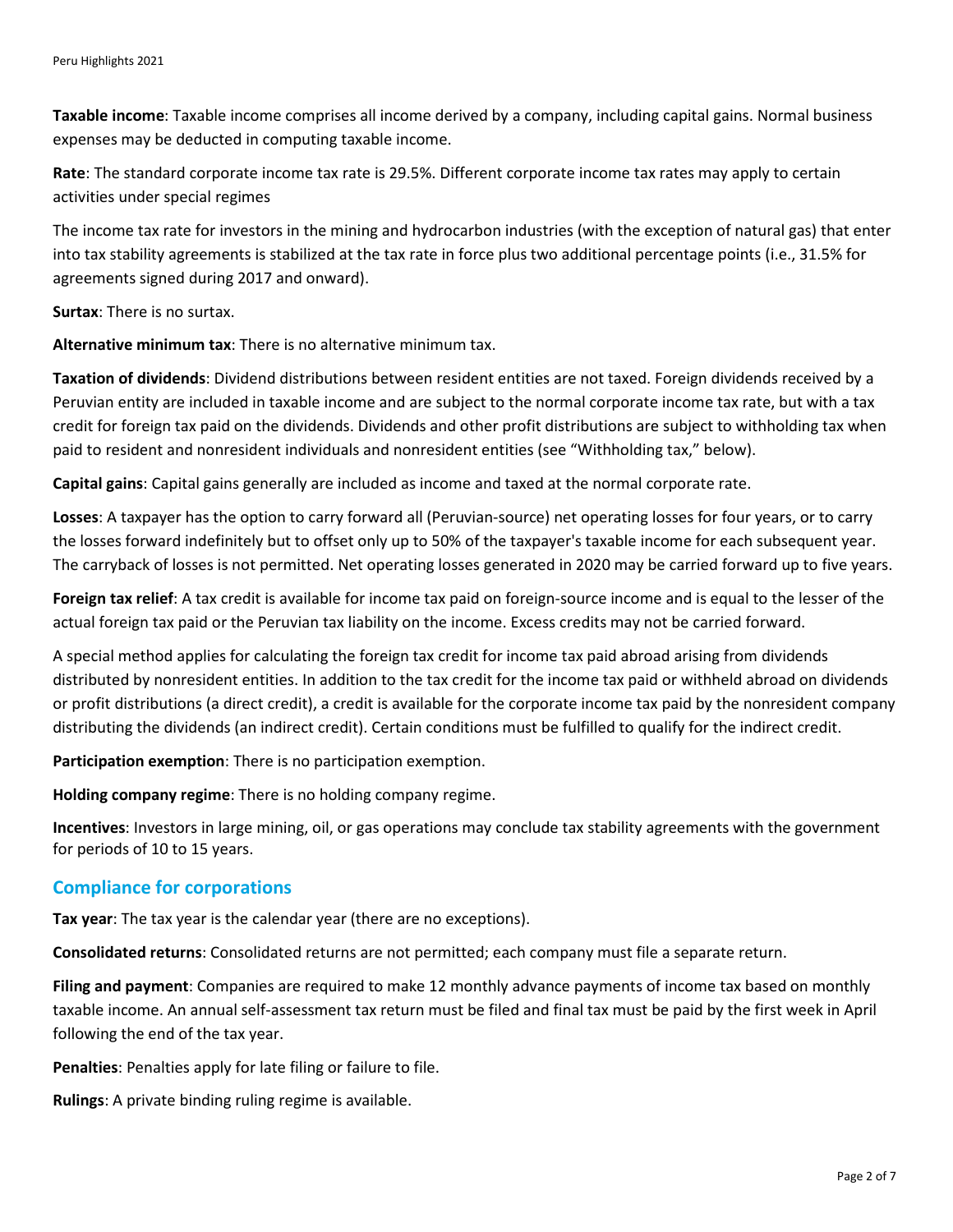**Taxable income**: Taxable income comprises all income derived by a company, including capital gains. Normal business expenses may be deducted in computing taxable income.

**Rate**: The standard corporate income tax rate is 29.5%. Different corporate income tax rates may apply to certain activities under special regimes

The income tax rate for investors in the mining and hydrocarbon industries (with the exception of natural gas) that enter into tax stability agreements is stabilized at the tax rate in force plus two additional percentage points (i.e., 31.5% for agreements signed during 2017 and onward).

**Surtax**: There is no surtax.

**Alternative minimum tax**: There is no alternative minimum tax.

**Taxation of dividends**: Dividend distributions between resident entities are not taxed. Foreign dividends received by a Peruvian entity are included in taxable income and are subject to the normal corporate income tax rate, but with a tax credit for foreign tax paid on the dividends. Dividends and other profit distributions are subject to withholding tax when paid to resident and nonresident individuals and nonresident entities (see "Withholding tax," below).

**Capital gains**: Capital gains generally are included as income and taxed at the normal corporate rate.

**Losses**: A taxpayer has the option to carry forward all (Peruvian-source) net operating losses for four years, or to carry the losses forward indefinitely but to offset only up to 50% of the taxpayer's taxable income for each subsequent year. The carryback of losses is not permitted. Net operating losses generated in 2020 may be carried forward up to five years.

**Foreign tax relief**: A tax credit is available for income tax paid on foreign-source income and is equal to the lesser of the actual foreign tax paid or the Peruvian tax liability on the income. Excess credits may not be carried forward.

A special method applies for calculating the foreign tax credit for income tax paid abroad arising from dividends distributed by nonresident entities. In addition to the tax credit for the income tax paid or withheld abroad on dividends or profit distributions (a direct credit), a credit is available for the corporate income tax paid by the nonresident company distributing the dividends (an indirect credit). Certain conditions must be fulfilled to qualify for the indirect credit.

**Participation exemption**: There is no participation exemption.

**Holding company regime**: There is no holding company regime.

**Incentives**: Investors in large mining, oil, or gas operations may conclude tax stability agreements with the government for periods of 10 to 15 years.

## Compliance for corporations

**Tax year**: The tax year is the calendar year (there are no exceptions).

**Consolidated returns**: Consolidated returns are not permitted; each company must file a separate return.

**Filing and payment**: Companies are required to make 12 monthly advance payments of income tax based on monthly taxable income. An annual self-assessment tax return must be filed and final tax must be paid by the first week in April following the end of the tax year.

**Penalties**: Penalties apply for late filing or failure to file.

**Rulings**: A private binding ruling regime is available.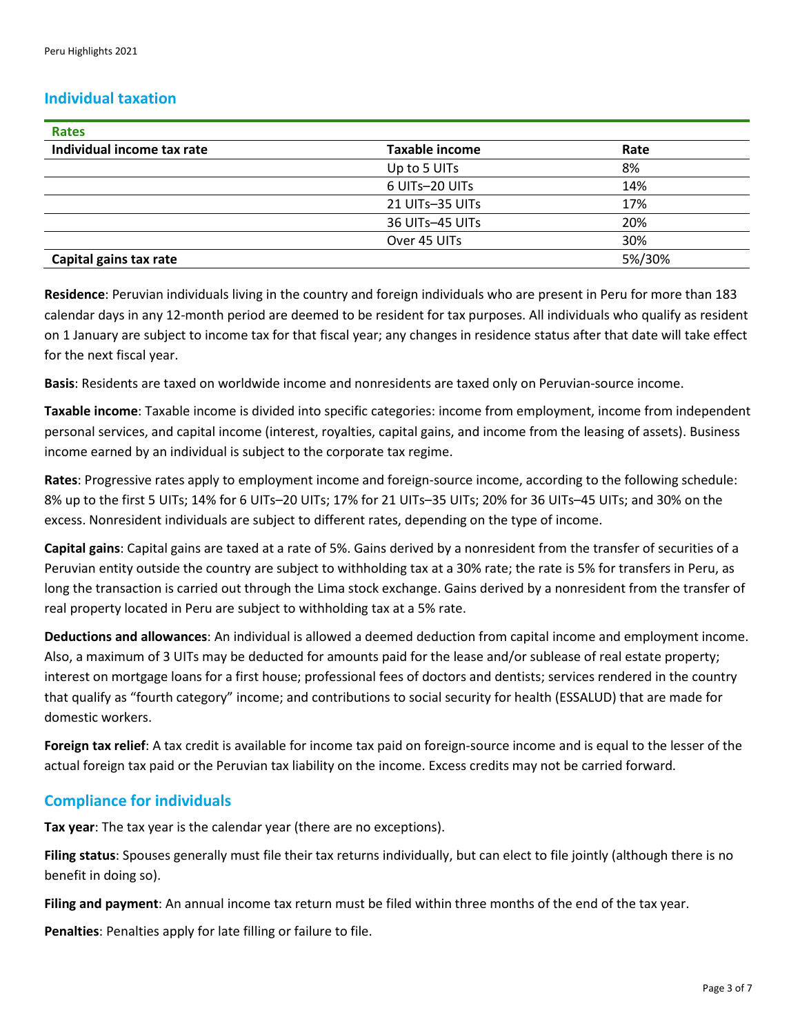## Individual taxation

| Rates | | |
|---|---|---|
| **Individual income tax rate** | **Taxable income** | **Rate** |
| | Up to 5 UITs | 8% |
| | 6 UITs–20 UITs | 14% |
| | 21 UITs–35 UITs | 17% |
| | 36 UITs–45 UITs | 20% |
| | Over 45 UITs | 30% |
| **Capital gains tax rate** | | 5%/30% |

**Residence**: Peruvian individuals living in the country and foreign individuals who are present in Peru for more than 183 calendar days in any 12-month period are deemed to be resident for tax purposes. All individuals who qualify as resident on 1 January are subject to income tax for that fiscal year; any changes in residence status after that date will take effect for the next fiscal year.

**Basis**: Residents are taxed on worldwide income and nonresidents are taxed only on Peruvian-source income.

**Taxable income**: Taxable income is divided into specific categories: income from employment, income from independent personal services, and capital income (interest, royalties, capital gains, and income from the leasing of assets). Business income earned by an individual is subject to the corporate tax regime.

**Rates**: Progressive rates apply to employment income and foreign-source income, according to the following schedule: 8% up to the first 5 UITs; 14% for 6 UITs–20 UITs; 17% for 21 UITs–35 UITs; 20% for 36 UITs–45 UITs; and 30% on the excess. Nonresident individuals are subject to different rates, depending on the type of income.

**Capital gains**: Capital gains are taxed at a rate of 5%. Gains derived by a nonresident from the transfer of securities of a Peruvian entity outside the country are subject to withholding tax at a 30% rate; the rate is 5% for transfers in Peru, as long the transaction is carried out through the Lima stock exchange. Gains derived by a nonresident from the transfer of real property located in Peru are subject to withholding tax at a 5% rate.

**Deductions and allowances**: An individual is allowed a deemed deduction from capital income and employment income. Also, a maximum of 3 UITs may be deducted for amounts paid for the lease and/or sublease of real estate property; interest on mortgage loans for a first house; professional fees of doctors and dentists; services rendered in the country that qualify as "fourth category" income; and contributions to social security for health (ESSALUD) that are made for domestic workers.

**Foreign tax relief**: A tax credit is available for income tax paid on foreign-source income and is equal to the lesser of the actual foreign tax paid or the Peruvian tax liability on the income. Excess credits may not be carried forward.

## Compliance for individuals

**Tax year**: The tax year is the calendar year (there are no exceptions).

**Filing status**: Spouses generally must file their tax returns individually, but can elect to file jointly (although there is no benefit in doing so).

**Filing and payment**: An annual income tax return must be filed within three months of the end of the tax year.

**Penalties**: Penalties apply for late filling or failure to file.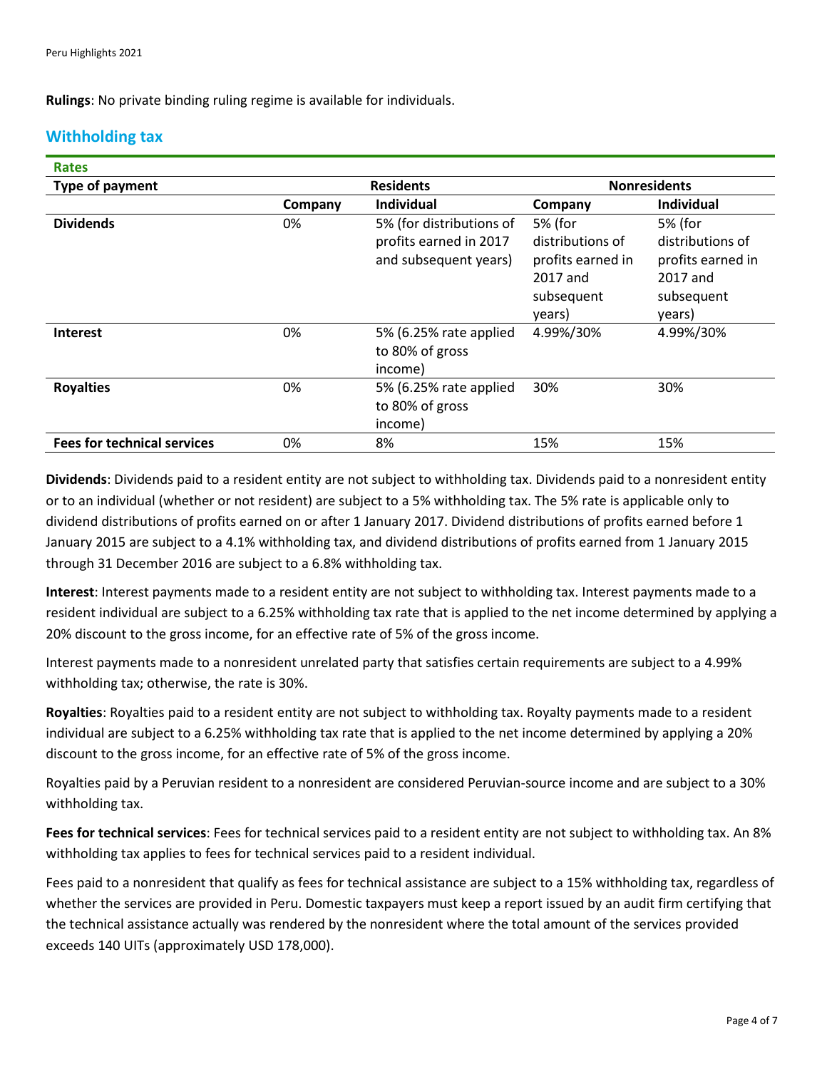**Rulings**: No private binding ruling regime is available for individuals.

## Withholding tax

**Rates**

| Type of payment | Residents | | Nonresidents | |
|---|---|---|---|---|
| | **Company** | **Individual** | **Company** | **Individual** |
| **Dividends** | 0% | 5% (for distributions of profits earned in 2017 and subsequent years) | 5% (for distributions of profits earned in 2017 and subsequent years) | 5% (for distributions of profits earned in 2017 and subsequent years) |
| **Interest** | 0% | 5% (6.25% rate applied to 80% of gross income) | 4.99%/30% | 4.99%/30% |
| **Royalties** | 0% | 5% (6.25% rate applied to 80% of gross income) | 30% | 30% |
| **Fees for technical services** | 0% | 8% | 15% | 15% |

**Dividends**: Dividends paid to a resident entity are not subject to withholding tax. Dividends paid to a nonresident entity or to an individual (whether or not resident) are subject to a 5% withholding tax. The 5% rate is applicable only to dividend distributions of profits earned on or after 1 January 2017. Dividend distributions of profits earned before 1 January 2015 are subject to a 4.1% withholding tax, and dividend distributions of profits earned from 1 January 2015 through 31 December 2016 are subject to a 6.8% withholding tax.

**Interest**: Interest payments made to a resident entity are not subject to withholding tax. Interest payments made to a resident individual are subject to a 6.25% withholding tax rate that is applied to the net income determined by applying a 20% discount to the gross income, for an effective rate of 5% of the gross income.

Interest payments made to a nonresident unrelated party that satisfies certain requirements are subject to a 4.99% withholding tax; otherwise, the rate is 30%.

**Royalties**: Royalties paid to a resident entity are not subject to withholding tax. Royalty payments made to a resident individual are subject to a 6.25% withholding tax rate that is applied to the net income determined by applying a 20% discount to the gross income, for an effective rate of 5% of the gross income.

Royalties paid by a Peruvian resident to a nonresident are considered Peruvian-source income and are subject to a 30% withholding tax.

**Fees for technical services**: Fees for technical services paid to a resident entity are not subject to withholding tax. An 8% withholding tax applies to fees for technical services paid to a resident individual.

Fees paid to a nonresident that qualify as fees for technical assistance are subject to a 15% withholding tax, regardless of whether the services are provided in Peru. Domestic taxpayers must keep a report issued by an audit firm certifying that the technical assistance actually was rendered by the nonresident where the total amount of the services provided exceeds 140 UITs (approximately USD 178,000).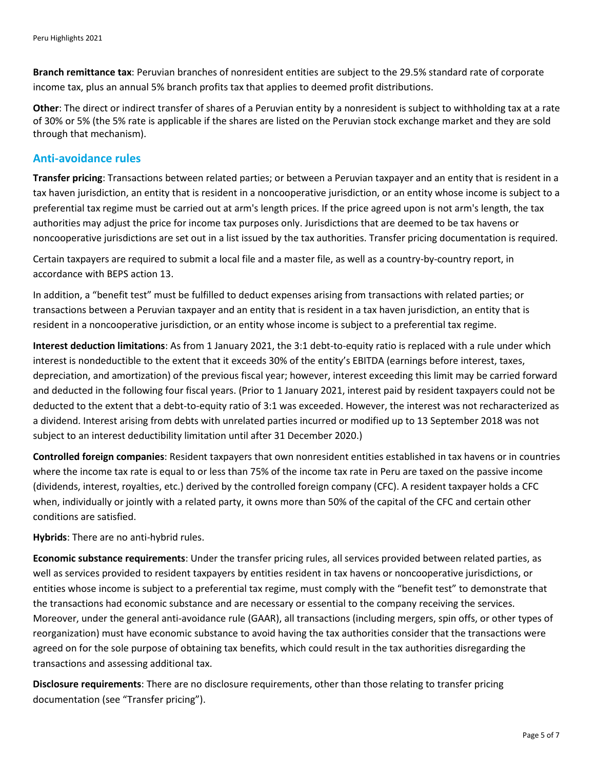**Branch remittance tax**: Peruvian branches of nonresident entities are subject to the 29.5% standard rate of corporate income tax, plus an annual 5% branch profits tax that applies to deemed profit distributions.

**Other**: The direct or indirect transfer of shares of a Peruvian entity by a nonresident is subject to withholding tax at a rate of 30% or 5% (the 5% rate is applicable if the shares are listed on the Peruvian stock exchange market and they are sold through that mechanism).

## Anti-avoidance rules

**Transfer pricing**: Transactions between related parties; or between a Peruvian taxpayer and an entity that is resident in a tax haven jurisdiction, an entity that is resident in a noncooperative jurisdiction, or an entity whose income is subject to a preferential tax regime must be carried out at arm's length prices. If the price agreed upon is not arm's length, the tax authorities may adjust the price for income tax purposes only. Jurisdictions that are deemed to be tax havens or noncooperative jurisdictions are set out in a list issued by the tax authorities. Transfer pricing documentation is required.

Certain taxpayers are required to submit a local file and a master file, as well as a country-by-country report, in accordance with BEPS action 13.

In addition, a "benefit test" must be fulfilled to deduct expenses arising from transactions with related parties; or transactions between a Peruvian taxpayer and an entity that is resident in a tax haven jurisdiction, an entity that is resident in a noncooperative jurisdiction, or an entity whose income is subject to a preferential tax regime.

**Interest deduction limitations**: As from 1 January 2021, the 3:1 debt-to-equity ratio is replaced with a rule under which interest is nondeductible to the extent that it exceeds 30% of the entity's EBITDA (earnings before interest, taxes, depreciation, and amortization) of the previous fiscal year; however, interest exceeding this limit may be carried forward and deducted in the following four fiscal years. (Prior to 1 January 2021, interest paid by resident taxpayers could not be deducted to the extent that a debt-to-equity ratio of 3:1 was exceeded. However, the interest was not recharacterized as a dividend. Interest arising from debts with unrelated parties incurred or modified up to 13 September 2018 was not subject to an interest deductibility limitation until after 31 December 2020.)

**Controlled foreign companies**: Resident taxpayers that own nonresident entities established in tax havens or in countries where the income tax rate is equal to or less than 75% of the income tax rate in Peru are taxed on the passive income (dividends, interest, royalties, etc.) derived by the controlled foreign company (CFC). A resident taxpayer holds a CFC when, individually or jointly with a related party, it owns more than 50% of the capital of the CFC and certain other conditions are satisfied.

**Hybrids**: There are no anti-hybrid rules.

**Economic substance requirements**: Under the transfer pricing rules, all services provided between related parties, as well as services provided to resident taxpayers by entities resident in tax havens or noncooperative jurisdictions, or entities whose income is subject to a preferential tax regime, must comply with the "benefit test" to demonstrate that the transactions had economic substance and are necessary or essential to the company receiving the services. Moreover, under the general anti-avoidance rule (GAAR), all transactions (including mergers, spin offs, or other types of reorganization) must have economic substance to avoid having the tax authorities consider that the transactions were agreed on for the sole purpose of obtaining tax benefits, which could result in the tax authorities disregarding the transactions and assessing additional tax.

**Disclosure requirements**: There are no disclosure requirements, other than those relating to transfer pricing documentation (see "Transfer pricing").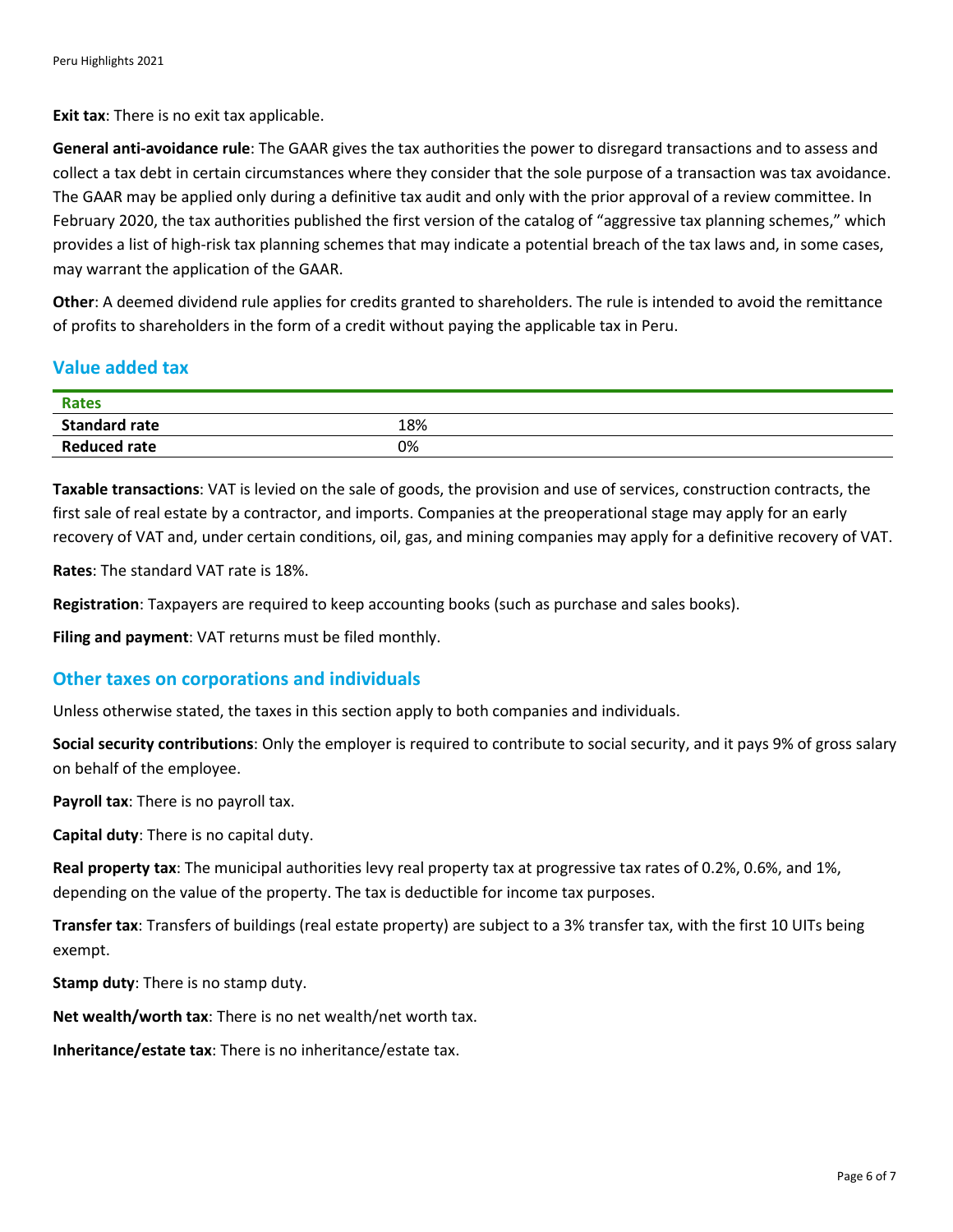**Exit tax**: There is no exit tax applicable.

**General anti-avoidance rule**: The GAAR gives the tax authorities the power to disregard transactions and to assess and collect a tax debt in certain circumstances where they consider that the sole purpose of a transaction was tax avoidance. The GAAR may be applied only during a definitive tax audit and only with the prior approval of a review committee. In February 2020, the tax authorities published the first version of the catalog of "aggressive tax planning schemes," which provides a list of high-risk tax planning schemes that may indicate a potential breach of the tax laws and, in some cases, may warrant the application of the GAAR.

**Other**: A deemed dividend rule applies for credits granted to shareholders. The rule is intended to avoid the remittance of profits to shareholders in the form of a credit without paying the applicable tax in Peru.

## Value added tax

| Rates | |
|---|---|
| **Standard rate** | 18% |
| **Reduced rate** | 0% |

**Taxable transactions**: VAT is levied on the sale of goods, the provision and use of services, construction contracts, the first sale of real estate by a contractor, and imports. Companies at the preoperational stage may apply for an early recovery of VAT and, under certain conditions, oil, gas, and mining companies may apply for a definitive recovery of VAT.

**Rates**: The standard VAT rate is 18%.

**Registration**: Taxpayers are required to keep accounting books (such as purchase and sales books).

**Filing and payment**: VAT returns must be filed monthly.

## Other taxes on corporations and individuals

Unless otherwise stated, the taxes in this section apply to both companies and individuals.

**Social security contributions**: Only the employer is required to contribute to social security, and it pays 9% of gross salary on behalf of the employee.

**Payroll tax**: There is no payroll tax.

**Capital duty**: There is no capital duty.

**Real property tax**: The municipal authorities levy real property tax at progressive tax rates of 0.2%, 0.6%, and 1%, depending on the value of the property. The tax is deductible for income tax purposes.

**Transfer tax**: Transfers of buildings (real estate property) are subject to a 3% transfer tax, with the first 10 UITs being exempt.

**Stamp duty**: There is no stamp duty.

**Net wealth/worth tax**: There is no net wealth/net worth tax.

**Inheritance/estate tax**: There is no inheritance/estate tax.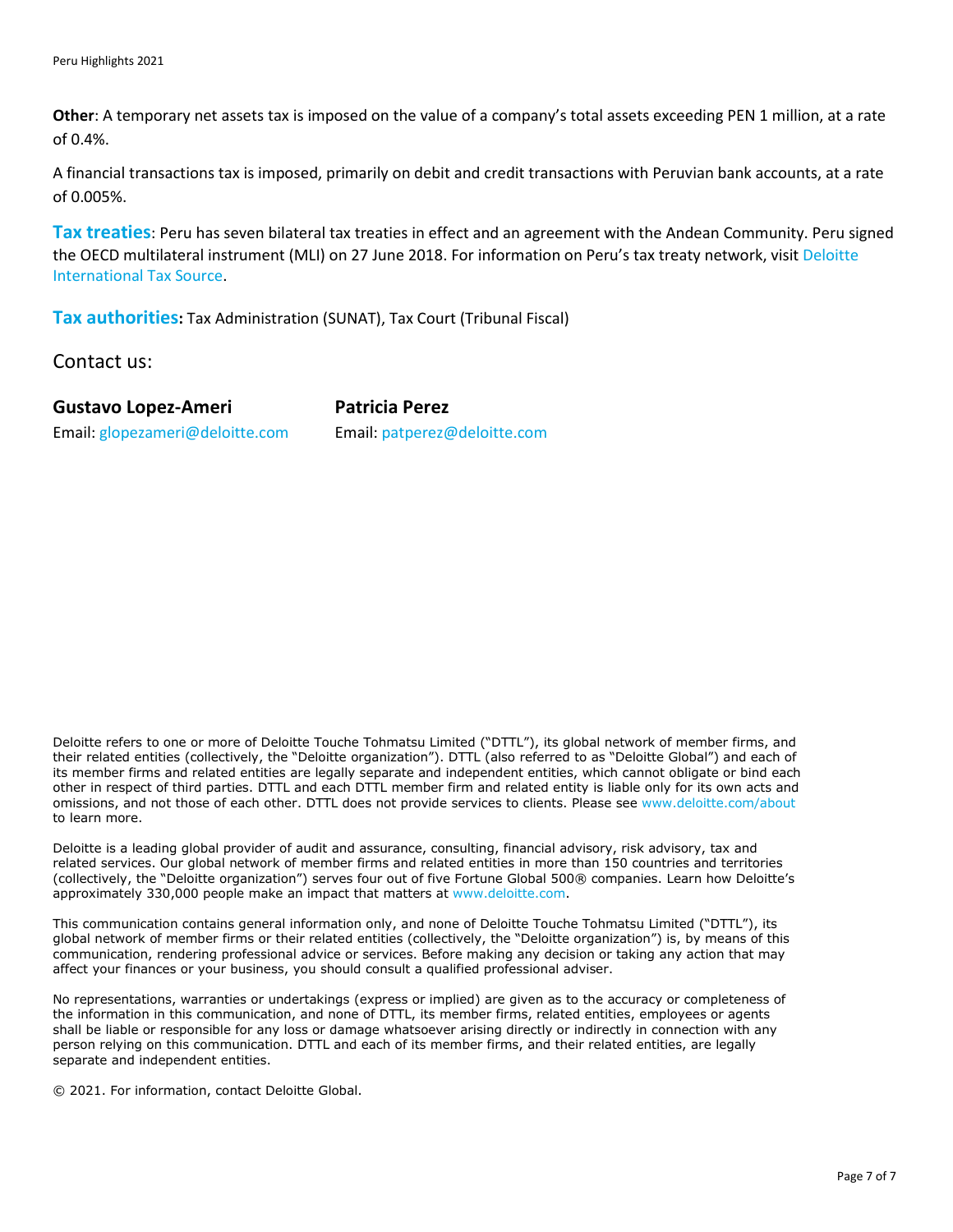**Other**: A temporary net assets tax is imposed on the value of a company's total assets exceeding PEN 1 million, at a rate of 0.4%.

A financial transactions tax is imposed, primarily on debit and credit transactions with Peruvian bank accounts, at a rate of 0.005%.

**Tax treaties**: Peru has seven bilateral tax treaties in effect and an agreement with the Andean Community. Peru signed the OECD multilateral instrument (MLI) on 27 June 2018. For information on Peru's tax treaty network, visit Deloitte International Tax Source.

**Tax authorities:** Tax Administration (SUNAT), Tax Court (Tribunal Fiscal)

## Contact us:

**Gustavo Lopez-Ameri**
Email: glopezameri@deloitte.com

**Patricia Perez**
Email: patperez@deloitte.com

Deloitte refers to one or more of Deloitte Touche Tohmatsu Limited ("DTTL"), its global network of member firms, and their related entities (collectively, the "Deloitte organization"). DTTL (also referred to as "Deloitte Global") and each of its member firms and related entities are legally separate and independent entities, which cannot obligate or bind each other in respect of third parties. DTTL and each DTTL member firm and related entity is liable only for its own acts and omissions, and not those of each other. DTTL does not provide services to clients. Please see www.deloitte.com/about to learn more.

Deloitte is a leading global provider of audit and assurance, consulting, financial advisory, risk advisory, tax and related services. Our global network of member firms and related entities in more than 150 countries and territories (collectively, the "Deloitte organization") serves four out of five Fortune Global 500® companies. Learn how Deloitte's approximately 330,000 people make an impact that matters at www.deloitte.com.

This communication contains general information only, and none of Deloitte Touche Tohmatsu Limited ("DTTL"), its global network of member firms or their related entities (collectively, the "Deloitte organization") is, by means of this communication, rendering professional advice or services. Before making any decision or taking any action that may affect your finances or your business, you should consult a qualified professional adviser.

No representations, warranties or undertakings (express or implied) are given as to the accuracy or completeness of the information in this communication, and none of DTTL, its member firms, related entities, employees or agents shall be liable or responsible for any loss or damage whatsoever arising directly or indirectly in connection with any person relying on this communication. DTTL and each of its member firms, and their related entities, are legally separate and independent entities.

© 2021. For information, contact Deloitte Global.